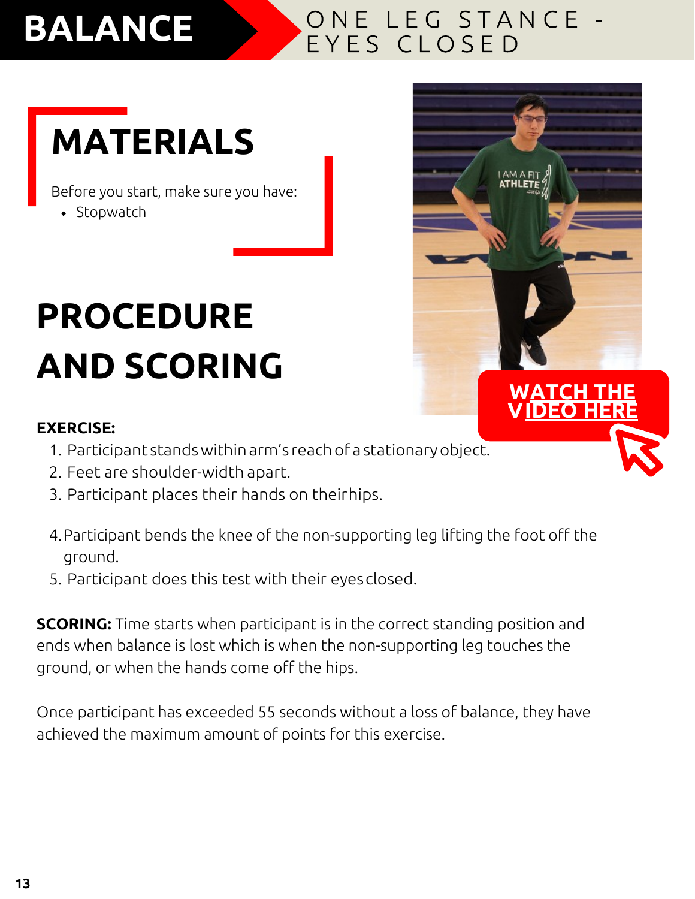# BALANCE

## ONE LEG STANCE - EYES CLOSED

## MATERIALS

Before you start, make sure you have:

- Stopwatch

## PROCEDURE AND SCORING

WATCH THE VIDEO HERE

**EXERCISE:**

1. Participant stands within arm's reach of a stationary object.
2. Feet are shoulder-width apart.
3. Participant places their hands on their hips.
4. Participant bends the knee of the non-supporting leg lifting the foot off the ground.
5. Participant does this test with their eyes closed.

**SCORING:** Time starts when participant is in the correct standing position and ends when balance is lost which is when the non-supporting leg touches the ground, or when the hands come off the hips.

Once participant has exceeded 55 seconds without a loss of balance, they have achieved the maximum amount of points for this exercise.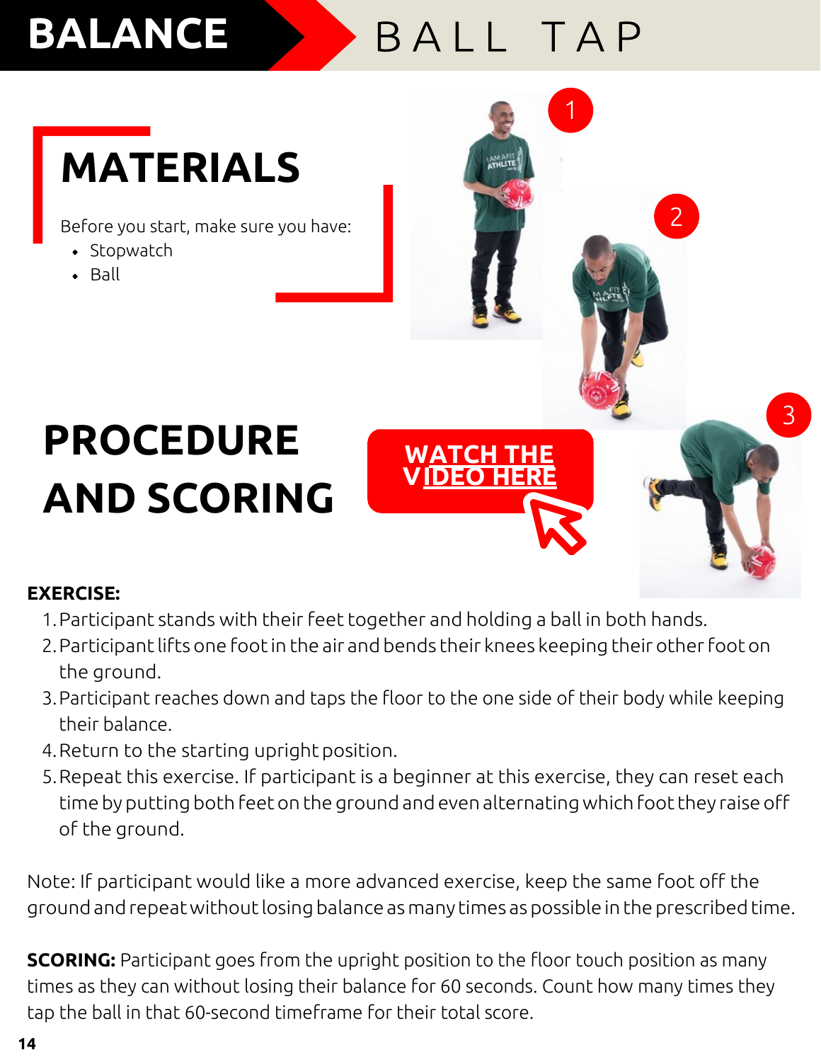# BALANCE BALL TAP

## MATERIALS

Before you start, make sure you have:

- Stopwatch
- Ball

## PROCEDURE AND SCORING

WATCH THE VIDEO HERE

**EXERCISE:**

1. Participant stands with their feet together and holding a ball in both hands.
2. Participant lifts one foot in the air and bends their knees keeping their other foot on the ground.
3. Participant reaches down and taps the floor to the one side of their body while keeping their balance.
4. Return to the starting upright position.
5. Repeat this exercise. If participant is a beginner at this exercise, they can reset each time by putting both feet on the ground and even alternating which foot they raise off of the ground.

Note: If participant would like a more advanced exercise, keep the same foot off the ground and repeat without losing balance as many times as possible in the prescribed time.

**SCORING:** Participant goes from the upright position to the floor touch position as many times as they can without losing their balance for 60 seconds. Count how many times they tap the ball in that 60-second timeframe for their total score.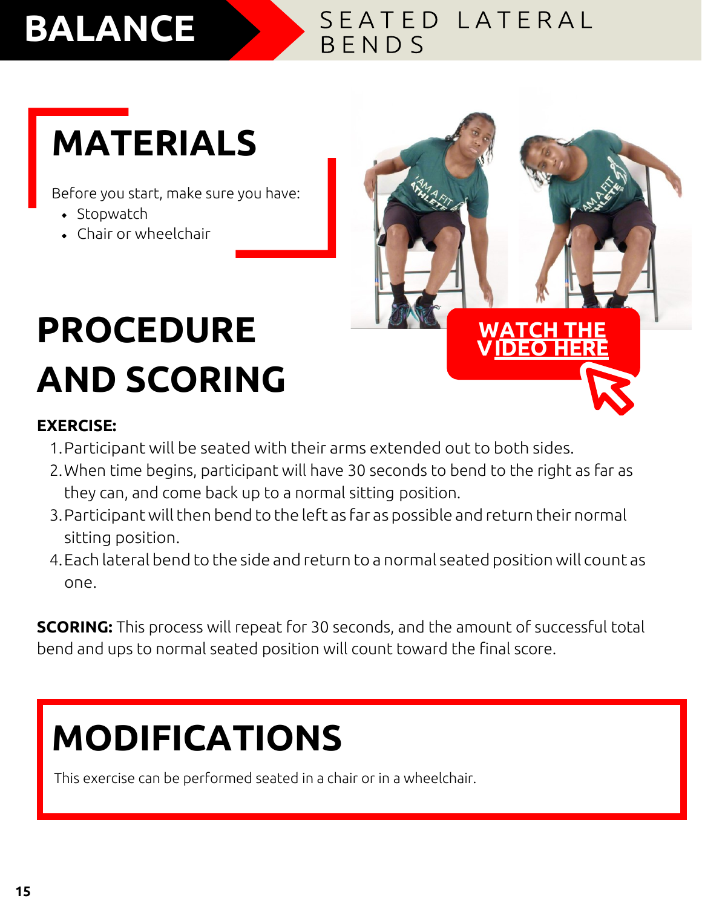# BALANCE

## SEATED LATERAL BENDS

## MATERIALS

Before you start, make sure you have:

- Stopwatch
- Chair or wheelchair

**WATCH THE VIDEO HERE**

## PROCEDURE AND SCORING

**EXERCISE:**

1. Participant will be seated with their arms extended out to both sides.
2. When time begins, participant will have 30 seconds to bend to the right as far as they can, and come back up to a normal sitting position.
3. Participant will then bend to the left as far as possible and return their normal sitting position.
4. Each lateral bend to the side and return to a normal seated position will count as one.

**SCORING:** This process will repeat for 30 seconds, and the amount of successful total bend and ups to normal seated position will count toward the final score.

## MODIFICATIONS

This exercise can be performed seated in a chair or in a wheelchair.